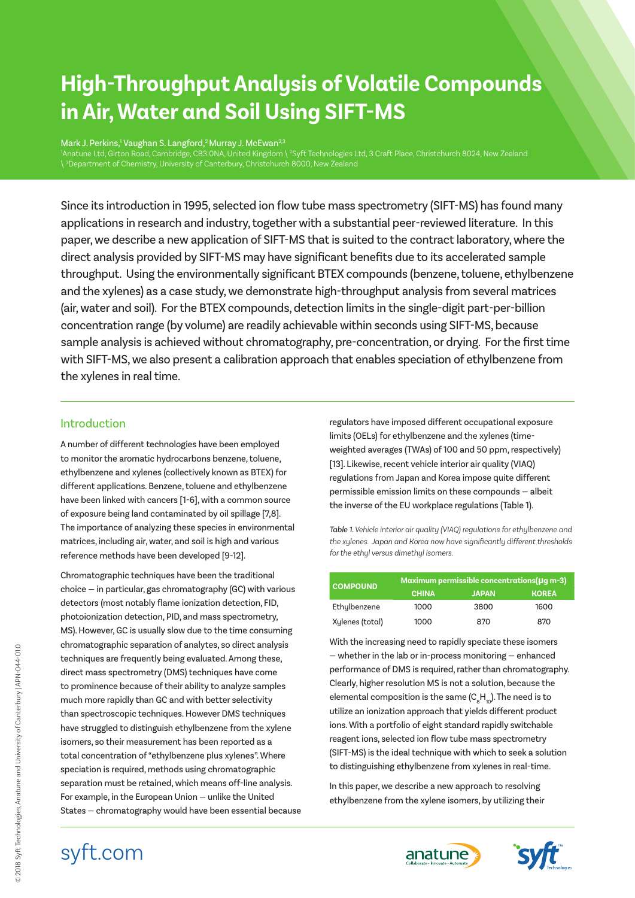# High-Throughput Analysis of Volatile Compounds in Air, Water and Soil Using SIFT-MS

Mark J. Perkins,[1] Vaughan S. Langford,[2] Murray J. McEwan[2,3]

[1]Anatune Ltd, Girton Road, Cambridge, CB3 0NA, United Kingdom \ [2]Syft Technologies Ltd, 3 Craft Place, Christchurch 8024, New Zealand \ [3]Department of Chemistry, University of Canterbury, Christchurch 8000, New Zealand

Since its introduction in 1995, selected ion flow tube mass spectrometry (SIFT-MS) has found many applications in research and industry, together with a substantial peer-reviewed literature. In this paper, we describe a new application of SIFT-MS that is suited to the contract laboratory, where the direct analysis provided by SIFT-MS may have significant benefits due to its accelerated sample throughput. Using the environmentally significant BTEX compounds (benzene, toluene, ethylbenzene and the xylenes) as a case study, we demonstrate high-throughput analysis from several matrices (air, water and soil). For the BTEX compounds, detection limits in the single-digit part-per-billion concentration range (by volume) are readily achievable within seconds using SIFT-MS, because sample analysis is achieved without chromatography, pre-concentration, or drying. For the first time with SIFT-MS, we also present a calibration approach that enables speciation of ethylbenzene from the xylenes in real time.

## Introduction

A number of different technologies have been employed to monitor the aromatic hydrocarbons benzene, toluene, ethylbenzene and xylenes (collectively known as BTEX) for different applications. Benzene, toluene and ethylbenzene have been linked with cancers [1-6], with a common source of exposure being land contaminated by oil spillage [7,8]. The importance of analyzing these species in environmental matrices, including air, water, and soil is high and various reference methods have been developed [9-12].

Chromatographic techniques have been the traditional choice – in particular, gas chromatography (GC) with various detectors (most notably flame ionization detection, FID, photoionization detection, PID, and mass spectrometry, MS). However, GC is usually slow due to the time consuming chromatographic separation of analytes, so direct analysis techniques are frequently being evaluated. Among these, direct mass spectrometry (DMS) techniques have come to prominence because of their ability to analyze samples much more rapidly than GC and with better selectivity than spectroscopic techniques. However DMS techniques have struggled to distinguish ethylbenzene from the xylene isomers, so their measurement has been reported as a total concentration of "ethylbenzene plus xylenes". Where speciation is required, methods using chromatographic separation must be retained, which means off-line analysis. For example, in the European Union – unlike the United States – chromatography would have been essential because regulators have imposed different occupational exposure limits (OELs) for ethylbenzene and the xylenes (time-weighted averages (TWAs) of 100 and 50 ppm, respectively) [13]. Likewise, recent vehicle interior air quality (VIAQ) regulations from Japan and Korea impose quite different permissible emission limits on these compounds – albeit the inverse of the EU workplace regulations (Table 1).

*Table 1. Vehicle interior air quality (VIAQ) regulations for ethylbenzene and the xylenes. Japan and Korea now have significantly different thresholds for the ethyl versus dimethyl isomers.*

| COMPOUND | Maximum permissible concentrations(µg m-3) | | |
|---|---|---|---|
| | CHINA | JAPAN | KOREA |
| Ethylbenzene | 1000 | 3800 | 1600 |
| Xylenes (total) | 1000 | 870 | 870 |

With the increasing need to rapidly speciate these isomers – whether in the lab or in-process monitoring – enhanced performance of DMS is required, rather than chromatography. Clearly, higher resolution MS is not a solution, because the elemental composition is the same ($C_8H_{10}$). The need is to utilize an ionization approach that yields different product ions. With a portfolio of eight standard rapidly switchable reagent ions, selected ion flow tube mass spectrometry (SIFT-MS) is the ideal technique with which to seek a solution to distinguishing ethylbenzene from xylenes in real-time.

In this paper, we describe a new approach to resolving ethylbenzene from the xylene isomers, by utilizing their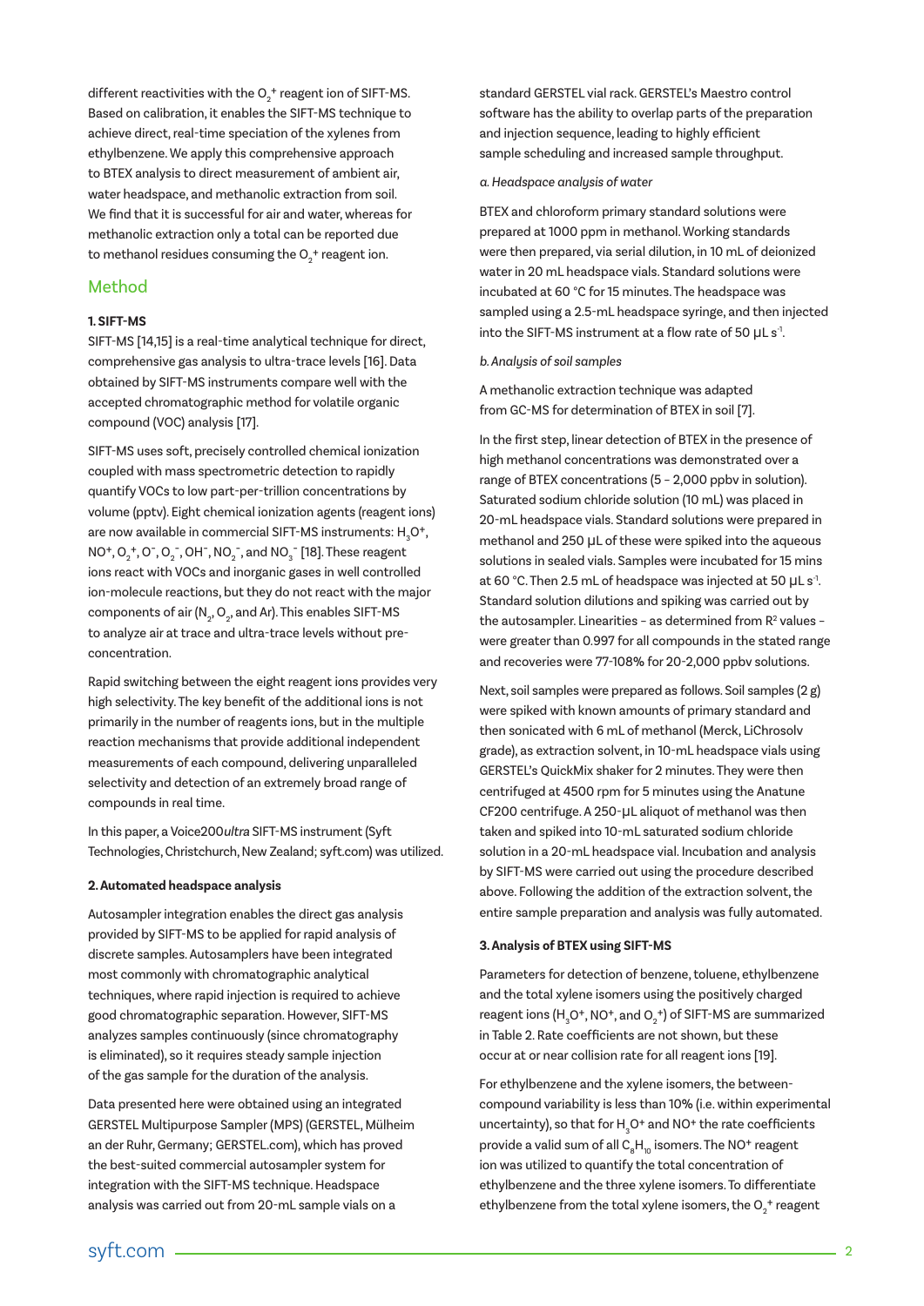different reactivities with the $O_2^+$ reagent ion of SIFT-MS. Based on calibration, it enables the SIFT-MS technique to achieve direct, real-time speciation of the xylenes from ethylbenzene. We apply this comprehensive approach to BTEX analysis to direct measurement of ambient air, water headspace, and methanolic extraction from soil. We find that it is successful for air and water, whereas for methanolic extraction only a total can be reported due to methanol residues consuming the $O_2^+$ reagent ion.

## Method

### 1. SIFT-MS

SIFT-MS [14,15] is a real-time analytical technique for direct, comprehensive gas analysis to ultra-trace levels [16]. Data obtained by SIFT-MS instruments compare well with the accepted chromatographic method for volatile organic compound (VOC) analysis [17].

SIFT-MS uses soft, precisely controlled chemical ionization coupled with mass spectrometric detection to rapidly quantify VOCs to low part-per-trillion concentrations by volume (pptv). Eight chemical ionization agents (reagent ions) are now available in commercial SIFT-MS instruments: $H_3O^+$, $NO^+$, $O_2^+$, $O^-$, $O_2^-$, $OH^-$, $NO_2^-$, and $NO_3^-$ [18]. These reagent ions react with VOCs and inorganic gases in well controlled ion-molecule reactions, but they do not react with the major components of air ($N_2$, $O_2$, and Ar). This enables SIFT-MS to analyze air at trace and ultra-trace levels without pre-concentration.

Rapid switching between the eight reagent ions provides very high selectivity. The key benefit of the additional ions is not primarily in the number of reagents ions, but in the multiple reaction mechanisms that provide additional independent measurements of each compound, delivering unparalleled selectivity and detection of an extremely broad range of compounds in real time.

In this paper, a Voice200*ultra* SIFT-MS instrument (Syft Technologies, Christchurch, New Zealand; syft.com) was utilized.

### 2. Automated headspace analysis

Autosampler integration enables the direct gas analysis provided by SIFT-MS to be applied for rapid analysis of discrete samples. Autosamplers have been integrated most commonly with chromatographic analytical techniques, where rapid injection is required to achieve good chromatographic separation. However, SIFT-MS analyzes samples continuously (since chromatography is eliminated), so it requires steady sample injection of the gas sample for the duration of the analysis.

Data presented here were obtained using an integrated GERSTEL Multipurpose Sampler (MPS) (GERSTEL, Mülheim an der Ruhr, Germany; GERSTEL.com), which has proved the best-suited commercial autosampler system for integration with the SIFT-MS technique. Headspace analysis was carried out from 20-mL sample vials on a standard GERSTEL vial rack. GERSTEL's Maestro control software has the ability to overlap parts of the preparation and injection sequence, leading to highly efficient sample scheduling and increased sample throughput.

*a. Headspace analysis of water*

BTEX and chloroform primary standard solutions were prepared at 1000 ppm in methanol. Working standards were then prepared, via serial dilution, in 10 mL of deionized water in 20 mL headspace vials. Standard solutions were incubated at 60 °C for 15 minutes. The headspace was sampled using a 2.5-mL headspace syringe, and then injected into the SIFT-MS instrument at a flow rate of 50 µL $s^{-1}$.

*b. Analysis of soil samples*

A methanolic extraction technique was adapted from GC-MS for determination of BTEX in soil [7].

In the first step, linear detection of BTEX in the presence of high methanol concentrations was demonstrated over a range of BTEX concentrations (5 – 2,000 ppbv in solution). Saturated sodium chloride solution (10 mL) was placed in 20-mL headspace vials. Standard solutions were prepared in methanol and 250 µL of these were spiked into the aqueous solutions in sealed vials. Samples were incubated for 15 mins at 60 °C. Then 2.5 mL of headspace was injected at 50 µL $s^{-1}$. Standard solution dilutions and spiking was carried out by the autosampler. Linearities – as determined from $R^2$ values – were greater than 0.997 for all compounds in the stated range and recoveries were 77-108% for 20-2,000 ppbv solutions.

Next, soil samples were prepared as follows. Soil samples (2 g) were spiked with known amounts of primary standard and then sonicated with 6 mL of methanol (Merck, LiChrosolv grade), as extraction solvent, in 10-mL headspace vials using GERSTEL's QuickMix shaker for 2 minutes. They were then centrifuged at 4500 rpm for 5 minutes using the Anatune CF200 centrifuge. A 250-µL aliquot of methanol was then taken and spiked into 10-mL saturated sodium chloride solution in a 20-mL headspace vial. Incubation and analysis by SIFT-MS were carried out using the procedure described above. Following the addition of the extraction solvent, the entire sample preparation and analysis was fully automated.

### 3. Analysis of BTEX using SIFT-MS

Parameters for detection of benzene, toluene, ethylbenzene and the total xylene isomers using the positively charged reagent ions ($H_3O^+$, $NO^+$, and $O_2^+$) of SIFT-MS are summarized in Table 2. Rate coefficients are not shown, but these occur at or near collision rate for all reagent ions [19].

For ethylbenzene and the xylene isomers, the between-compound variability is less than 10% (i.e. within experimental uncertainty), so that for $H_3O^+$ and $NO^+$ the rate coefficients provide a valid sum of all $C_8H_{10}$ isomers. The $NO^+$ reagent ion was utilized to quantify the total concentration of ethylbenzene and the three xylene isomers. To differentiate ethylbenzene from the total xylene isomers, the $O_2^+$ reagent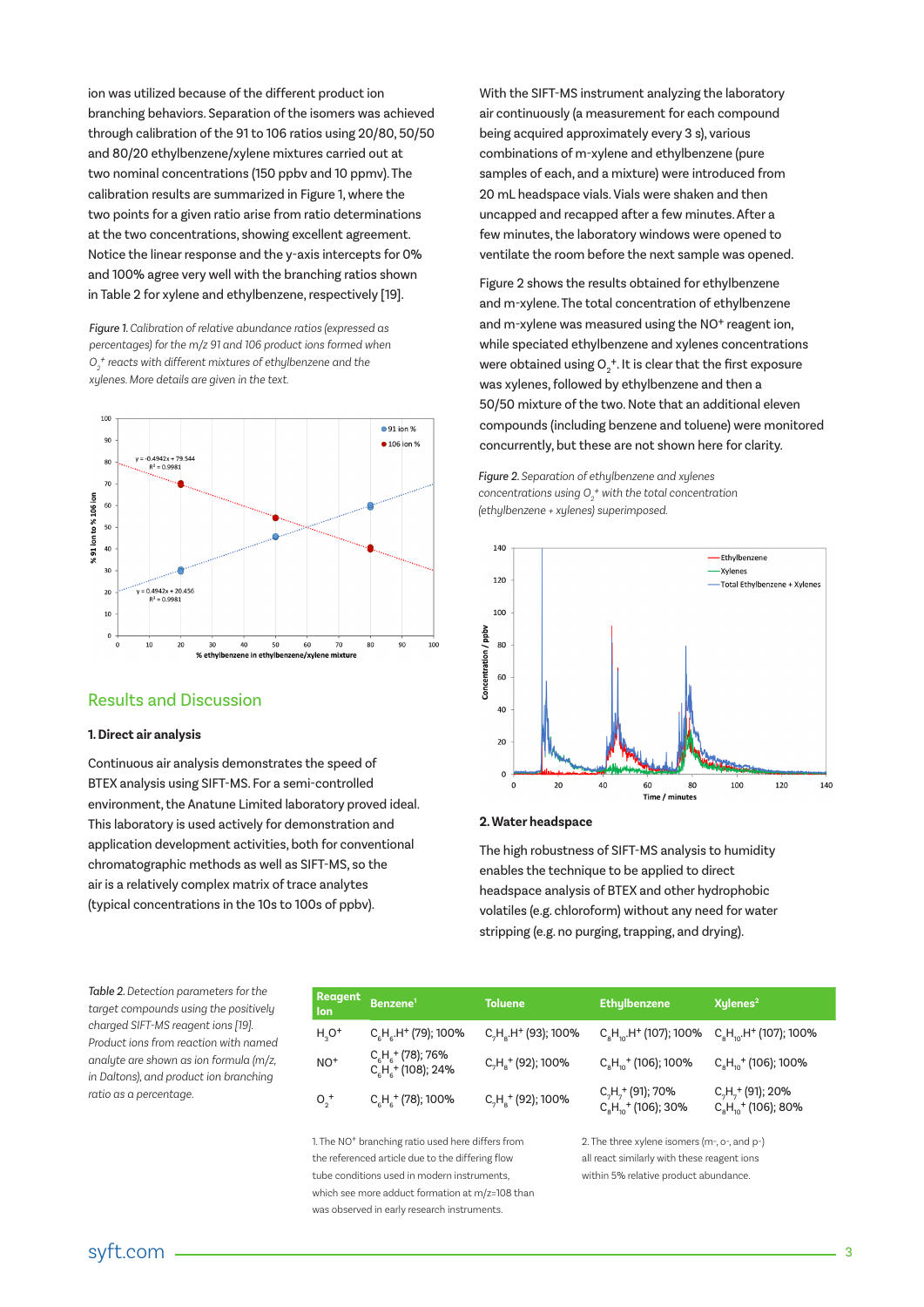ion was utilized because of the different product ion branching behaviors. Separation of the isomers was achieved through calibration of the 91 to 106 ratios using 20/80, 50/50 and 80/20 ethylbenzene/xylene mixtures carried out at two nominal concentrations (150 ppbv and 10 ppmv). The calibration results are summarized in Figure 1, where the two points for a given ratio arise from ratio determinations at the two concentrations, showing excellent agreement. Notice the linear response and the y-axis intercepts for 0% and 100% agree very well with the branching ratios shown in Table 2 for xylene and ethylbenzene, respectively [19].

*Figure 1. Calibration of relative abundance ratios (expressed as percentages) for the m/z 91 and 106 product ions formed when $O_2^+$ reacts with different mixtures of ethylbenzene and the xylenes. More details are given in the text.*

## Results and Discussion

### 1. Direct air analysis

Continuous air analysis demonstrates the speed of BTEX analysis using SIFT-MS. For a semi-controlled environment, the Anatune Limited laboratory proved ideal. This laboratory is used actively for demonstration and application development activities, both for conventional chromatographic methods as well as SIFT-MS, so the air is a relatively complex matrix of trace analytes (typical concentrations in the 10s to 100s of ppbv).

With the SIFT-MS instrument analyzing the laboratory air continuously (a measurement for each compound being acquired approximately every 3 s), various combinations of m-xylene and ethylbenzene (pure samples of each, and a mixture) were introduced from 20 mL headspace vials. Vials were shaken and then uncapped and recapped after a few minutes. After a few minutes, the laboratory windows were opened to ventilate the room before the next sample was opened.

Figure 2 shows the results obtained for ethylbenzene and m-xylene. The total concentration of ethylbenzene and m-xylene was measured using the $NO^+$ reagent ion, while speciated ethylbenzene and xylenes concentrations were obtained using $O_2^+$. It is clear that the first exposure was xylenes, followed by ethylbenzene and then a 50/50 mixture of the two. Note that an additional eleven compounds (including benzene and toluene) were monitored concurrently, but these are not shown here for clarity.

*Figure 2. Separation of ethylbenzene and xylenes concentrations using $O_2^+$ with the total concentration (ethylbenzene + xylenes) superimposed.*

### 2. Water headspace

The high robustness of SIFT-MS analysis to humidity enables the technique to be applied to direct headspace analysis of BTEX and other hydrophobic volatiles (e.g. chloroform) without any need for water stripping (e.g. no purging, trapping, and drying).

*Table 2. Detection parameters for the target compounds using the positively charged SIFT-MS reagent ions [19]. Product ions from reaction with named analyte are shown as ion formula (m/z, in Daltons), and product ion branching ratio as a percentage.*

| Reagent Ion | Benzene[1] | Toluene | Ethylbenzene | Xylenes[2] |
|---|---|---|---|---|
| $H_3O^+$ | $C_6H_6.H^+$ (79); 100% | $C_7H_8.H^+$ (93); 100% | $C_8H_{10}.H^+$ (107); 100% | $C_8H_{10}.H^+$ (107); 100% |
| $NO^+$ | $C_6H_6^+$ (78); 76%<br>$C_6H_6^+$ (108); 24% | $C_7H_8^+$ (92); 100% | $C_8H_{10}^+$ (106); 100% | $C_8H_{10}^+$ (106); 100% |
| $O_2^+$ | $C_6H_6^+$ (78); 100% | $C_7H_8^+$ (92); 100% | $C_7H_7^+$ (91); 70%<br>$C_8H_{10}^+$ (106); 30% | $C_7H_7^+$ (91); 20%<br>$C_8H_{10}^+$ (106); 80% |

1. The $NO^+$ branching ratio used here differs from the referenced article due to the differing flow tube conditions used in modern instruments, which see more adduct formation at m/z=108 than was observed in early research instruments.

2. The three xylene isomers (m-, o-, and p-) all react similarly with these reagent ions within 5% relative product abundance.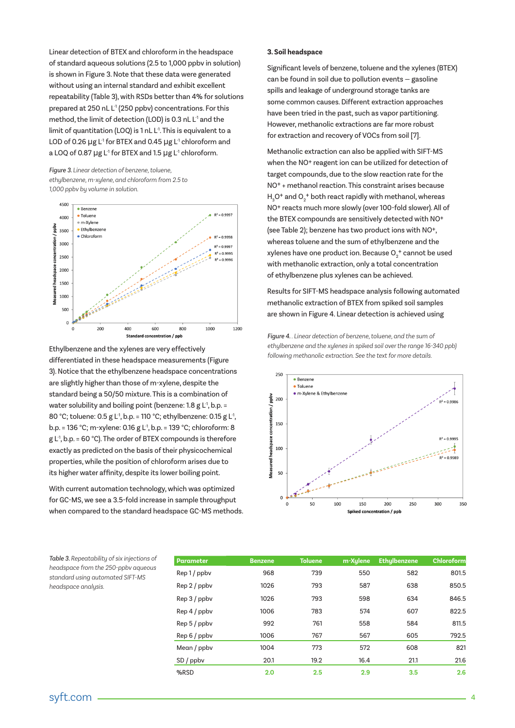Linear detection of BTEX and chloroform in the headspace of standard aqueous solutions (2.5 to 1,000 ppbv in solution) is shown in Figure 3. Note that these data were generated without using an internal standard and exhibit excellent repeatability (Table 3), with RSDs better than 4% for solutions prepared at 250 nL $L^{-1}$ (250 ppbv) concentrations. For this method, the limit of detection (LOD) is 0.3 nL $L^{-1}$ and the limit of quantitation (LOQ) is 1 nL $L^{-1}$. This is equivalent to a LOD of 0.26 μg $L^{-1}$ for BTEX and 0.45 μg $L^{-1}$ chloroform and a LOQ of 0.87 μg $L^{-1}$ for BTEX and 1.5 μg $L^{-1}$ chloroform.

*Figure 3. Linear detection of benzene, toluene, ethylbenzene, m-xylene, and chloroform from 2.5 to 1,000 ppbv by volume in solution.*

Ethylbenzene and the xylenes are very effectively differentiated in these headspace measurements (Figure 3). Notice that the ethylbenzene headspace concentrations are slightly higher than those of m-xylene, despite the standard being a 50/50 mixture. This is a combination of water solubility and boiling point (benzene: 1.8 g $L^{-1}$, b.p. = 80 °C; toluene: 0.5 g $L^{-1}$, b.p. = 110 °C; ethylbenzene: 0.15 g $L^{-1}$, b.p. = 136 °C; m-xylene: 0.16 g $L^{-1}$, b.p. = 139 °C; chloroform: 8 g $L^{-1}$, b.p. = 60 °C). The order of BTEX compounds is therefore exactly as predicted on the basis of their physicochemical properties, while the position of chloroform arises due to its higher water affinity, despite its lower boiling point.

With current automation technology, which was optimized for GC-MS, we see a 3.5-fold increase in sample throughput when compared to the standard headspace GC-MS methods.

### 3. Soil headspace

Significant levels of benzene, toluene and the xylenes (BTEX) can be found in soil due to pollution events – gasoline spills and leakage of underground storage tanks are some common causes. Different extraction approaches have been tried in the past, such as vapor partitioning. However, methanolic extractions are far more robust for extraction and recovery of VOCs from soil [7].

Methanolic extraction can also be applied with SIFT-MS when the $NO^+$ reagent ion can be utilized for detection of target compounds, due to the slow reaction rate for the $NO^+$ + methanol reaction. This constraint arises because $H_3O^+$ and $O_2^+$ both react rapidly with methanol, whereas $NO^+$ reacts much more slowly (over 100-fold slower). All of the BTEX compounds are sensitively detected with $NO^+$ (see Table 2); benzene has two product ions with $NO^+$, whereas toluene and the sum of ethylbenzene and the xylenes have one product ion. Because $O_2^+$ cannot be used with methanolic extraction, only a total concentration of ethylbenzene plus xylenes can be achieved.

Results for SIFT-MS headspace analysis following automated methanolic extraction of BTEX from spiked soil samples are shown in Figure 4. Linear detection is achieved using

*Figure 4.. Linear detection of benzene, toluene, and the sum of ethylbenzene and the xylenes in spiked soil over the range 16-340 ppb) following methanolic extraction. See the text for more details.*

*Table 3. Repeatability of six injections of headspace from the 250-ppbv aqueous standard using automated SIFT-MS headspace analysis.*

| Parameter | Benzene | Toluene | m-Xylene | Ethylbenzene | Chloroform |
|---|---|---|---|---|---|
| Rep 1 / ppbv | 968 | 739 | 550 | 582 | 801.5 |
| Rep 2 / ppbv | 1026 | 793 | 587 | 638 | 850.5 |
| Rep 3 / ppbv | 1026 | 793 | 598 | 634 | 846.5 |
| Rep 4 / ppbv | 1006 | 783 | 574 | 607 | 822.5 |
| Rep 5 / ppbv | 992 | 761 | 558 | 584 | 811.5 |
| Rep 6 / ppbv | 1006 | 767 | 567 | 605 | 792.5 |
| Mean / ppbv | 1004 | 773 | 572 | 608 | 821 |
| SD / ppbv | 20.1 | 19.2 | 16.4 | 21.1 | 21.6 |
| %RSD | **2.0** | **2.5** | **2.9** | **3.5** | **2.6** |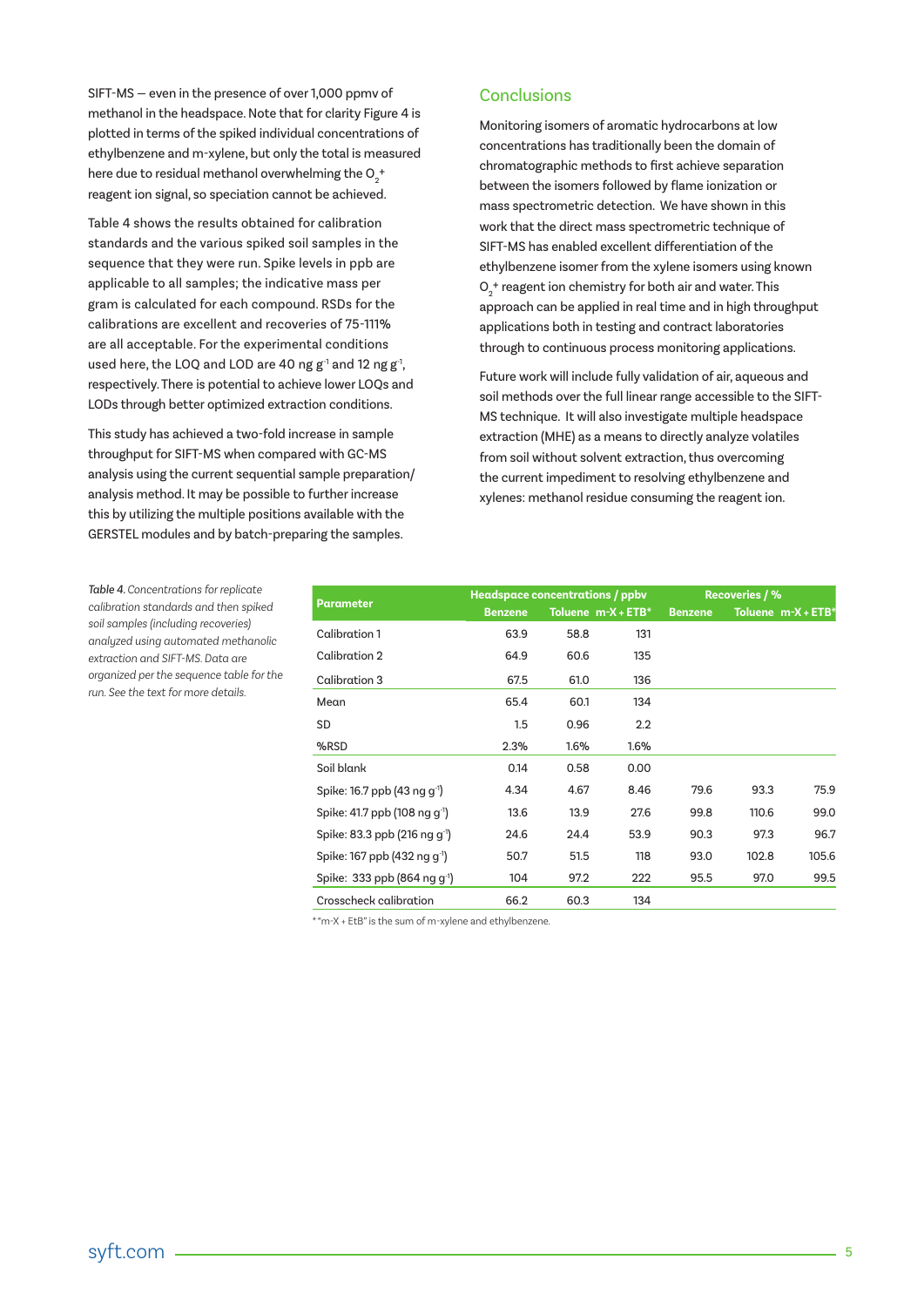SIFT-MS – even in the presence of over 1,000 ppmv of methanol in the headspace. Note that for clarity Figure 4 is plotted in terms of the spiked individual concentrations of ethylbenzene and m-xylene, but only the total is measured here due to residual methanol overwhelming the $O_2^+$ reagent ion signal, so speciation cannot be achieved.

Table 4 shows the results obtained for calibration standards and the various spiked soil samples in the sequence that they were run. Spike levels in ppb are applicable to all samples; the indicative mass per gram is calculated for each compound. RSDs for the calibrations are excellent and recoveries of 75-111% are all acceptable. For the experimental conditions used here, the LOQ and LOD are 40 ng $g^{-1}$ and 12 ng $g^{-1}$, respectively. There is potential to achieve lower LOQs and LODs through better optimized extraction conditions.

This study has achieved a two-fold increase in sample throughput for SIFT-MS when compared with GC-MS analysis using the current sequential sample preparation/analysis method. It may be possible to further increase this by utilizing the multiple positions available with the GERSTEL modules and by batch-preparing the samples.

## Conclusions

Monitoring isomers of aromatic hydrocarbons at low concentrations has traditionally been the domain of chromatographic methods to first achieve separation between the isomers followed by flame ionization or mass spectrometric detection. We have shown in this work that the direct mass spectrometric technique of SIFT-MS has enabled excellent differentiation of the ethylbenzene isomer from the xylene isomers using known $O_2^+$ reagent ion chemistry for both air and water. This approach can be applied in real time and in high throughput applications both in testing and contract laboratories through to continuous process monitoring applications.

Future work will include fully validation of air, aqueous and soil methods over the full linear range accessible to the SIFT-MS technique. It will also investigate multiple headspace extraction (MHE) as a means to directly analyze volatiles from soil without solvent extraction, thus overcoming the current impediment to resolving ethylbenzene and xylenes: methanol residue consuming the reagent ion.

*Table 4. Concentrations for replicate calibration standards and then spiked soil samples (including recoveries) analyzed using automated methanolic extraction and SIFT-MS. Data are organized per the sequence table for the run. See the text for more details.*

| Parameter | Headspace concentrations / ppbv | | | Recoveries / % | | |
|---|---|---|---|---|---|---|
| | Benzene | Toluene | m-X + ETB* | Benzene | Toluene | m-X + ETB* |
| Calibration 1 | 63.9 | 58.8 | 131 | | | |
| Calibration 2 | 64.9 | 60.6 | 135 | | | |
| Calibration 3 | 67.5 | 61.0 | 136 | | | |
| Mean | 65.4 | 60.1 | 134 | | | |
| SD | 1.5 | 0.96 | 2.2 | | | |
| %RSD | 2.3% | 1.6% | 1.6% | | | |
| Soil blank | 0.14 | 0.58 | 0.00 | | | |
| Spike: 16.7 ppb (43 ng $g^{-1}$) | 4.34 | 4.67 | 8.46 | 79.6 | 93.3 | 75.9 |
| Spike: 41.7 ppb (108 ng $g^{-1}$) | 13.6 | 13.9 | 27.6 | 99.8 | 110.6 | 99.0 |
| Spike: 83.3 ppb (216 ng $g^{-1}$) | 24.6 | 24.4 | 53.9 | 90.3 | 97.3 | 96.7 |
| Spike: 167 ppb (432 ng $g^{-1}$) | 50.7 | 51.5 | 118 | 93.0 | 102.8 | 105.6 |
| Spike: 333 ppb (864 ng $g^{-1}$) | 104 | 97.2 | 222 | 95.5 | 97.0 | 99.5 |
| Crosscheck calibration | 66.2 | 60.3 | 134 | | | |

* "m-X + EtB" is the sum of m-xylene and ethylbenzene.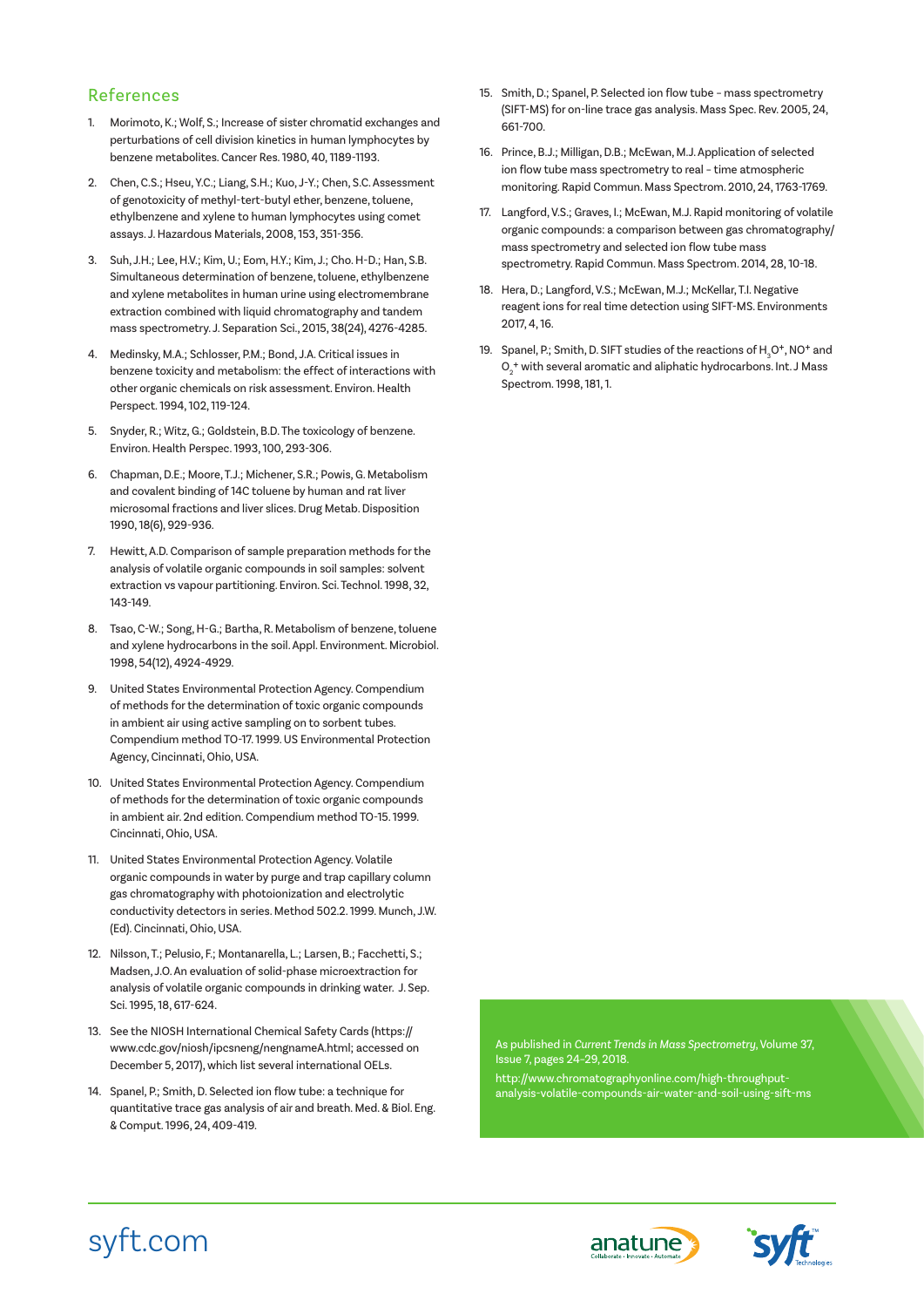## References

1. Morimoto, K.; Wolf, S.; Increase of sister chromatid exchanges and perturbations of cell division kinetics in human lymphocytes by benzene metabolites. Cancer Res. 1980, 40, 1189-1193.
2. Chen, C.S.; Hseu, Y.C.; Liang, S.H.; Kuo, J-Y.; Chen, S.C. Assessment of genotoxicity of methyl-tert-butyl ether, benzene, toluene, ethylbenzene and xylene to human lymphocytes using comet assays. J. Hazardous Materials, 2008, 153, 351-356.
3. Suh, J.H.; Lee, H.V.; Kim, U.; Eom, H.Y.; Kim, J.; Cho. H-D.; Han, S.B. Simultaneous determination of benzene, toluene, ethylbenzene and xylene metabolites in human urine using electromembrane extraction combined with liquid chromatography and tandem mass spectrometry. J. Separation Sci., 2015, 38(24), 4276-4285.
4. Medinsky, M.A.; Schlosser, P.M.; Bond, J.A. Critical issues in benzene toxicity and metabolism: the effect of interactions with other organic chemicals on risk assessment. Environ. Health Perspect. 1994, 102, 119-124.
5. Snyder, R.; Witz, G.; Goldstein, B.D. The toxicology of benzene. Environ. Health Perspec. 1993, 100, 293-306.
6. Chapman, D.E.; Moore, T.J.; Michener, S.R.; Powis, G. Metabolism and covalent binding of 14C toluene by human and rat liver microsomal fractions and liver slices. Drug Metab. Disposition 1990, 18(6), 929-936.
7. Hewitt, A.D. Comparison of sample preparation methods for the analysis of volatile organic compounds in soil samples: solvent extraction vs vapour partitioning. Environ. Sci. Technol. 1998, 32, 143-149.
8. Tsao, C-W.; Song, H-G.; Bartha, R. Metabolism of benzene, toluene and xylene hydrocarbons in the soil. Appl. Environment. Microbiol. 1998, 54(12), 4924-4929.
9. United States Environmental Protection Agency. Compendium of methods for the determination of toxic organic compounds in ambient air using active sampling on to sorbent tubes. Compendium method TO-17. 1999. US Environmental Protection Agency, Cincinnati, Ohio, USA.
10. United States Environmental Protection Agency. Compendium of methods for the determination of toxic organic compounds in ambient air. 2nd edition. Compendium method TO-15. 1999. Cincinnati, Ohio, USA.
11. United States Environmental Protection Agency. Volatile organic compounds in water by purge and trap capillary column gas chromatography with photoionization and electrolytic conductivity detectors in series. Method 502.2. 1999. Munch, J.W. (Ed). Cincinnati, Ohio, USA.
12. Nilsson, T.; Pelusio, F.; Montanarella, L.; Larsen, B.; Facchetti, S.; Madsen, J.O. An evaluation of solid-phase microextraction for analysis of volatile organic compounds in drinking water. J. Sep. Sci. 1995, 18, 617-624.
13. See the NIOSH International Chemical Safety Cards (https://www.cdc.gov/niosh/ipcsneng/nengnameA.html; accessed on December 5, 2017), which list several international OELs.
14. Spanel, P.; Smith, D. Selected ion flow tube: a technique for quantitative trace gas analysis of air and breath. Med. & Biol. Eng. & Comput. 1996, 24, 409-419.
15. Smith, D.; Spanel, P. Selected ion flow tube – mass spectrometry (SIFT-MS) for on-line trace gas analysis. Mass Spec. Rev. 2005, 24, 661-700.
16. Prince, B.J.; Milligan, D.B.; McEwan, M.J. Application of selected ion flow tube mass spectrometry to real – time atmospheric monitoring. Rapid Commun. Mass Spectrom. 2010, 24, 1763-1769.
17. Langford, V.S.; Graves, I.; McEwan, M.J. Rapid monitoring of volatile organic compounds: a comparison between gas chromatography/mass spectrometry and selected ion flow tube mass spectrometry. Rapid Commun. Mass Spectrom. 2014, 28, 10-18.
18. Hera, D.; Langford, V.S.; McEwan, M.J.; McKellar, T.I. Negative reagent ions for real time detection using SIFT-MS. Environments 2017, 4, 16.
19. Spanel, P.; Smith, D. SIFT studies of the reactions of $H_3O^+$, $NO^+$ and $O_2^+$ with several aromatic and aliphatic hydrocarbons. Int. J Mass Spectrom. 1998, 181, 1.

As published in *Current Trends in Mass Spectrometry*, Volume 37, Issue 7, pages 24-29, 2018.

http://www.chromatographyonline.com/high-throughput-analysis-volatile-compounds-air-water-and-soil-using-sift-ms

syft.com